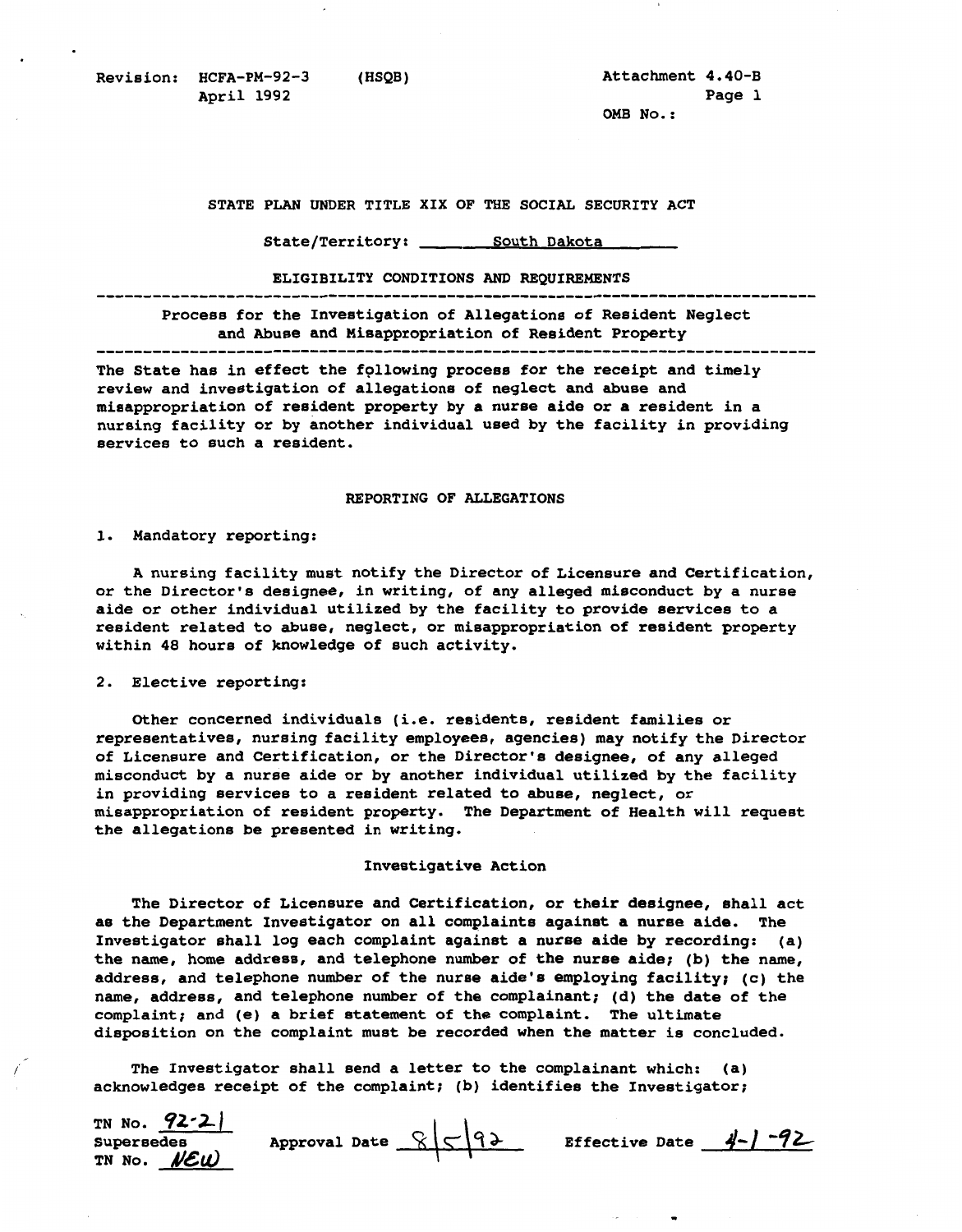Revision: HCFA-PM-92-3 (HSQB)
April 1992

Attachment 4.40-B
Page 1
OMB No.:

STATE PLAN UNDER TITLE XIX OF THE SOCIAL SECURITY ACT

State/Territory: South Dakota

ELIGIBILITY CONDITIONS AND REQUIREMENTS

---

Process for the Investigation of Allegations of Resident Neglect and Abuse and Misappropriation of Resident Property

---

The State has in effect the following process for the receipt and timely review and investigation of allegations of neglect and abuse and misappropriation of resident property by a nurse aide or a resident in a nursing facility or by another individual used by the facility in providing services to such a resident.

## REPORTING OF ALLEGATIONS

1. Mandatory reporting:

A nursing facility must notify the Director of Licensure and Certification, or the Director's designee, in writing, of any alleged misconduct by a nurse aide or other individual utilized by the facility to provide services to a resident related to abuse, neglect, or misappropriation of resident property within 48 hours of knowledge of such activity.

2. Elective reporting:

Other concerned individuals (i.e. residents, resident families or representatives, nursing facility employees, agencies) may notify the Director of Licensure and Certification, or the Director's designee, of any alleged misconduct by a nurse aide or by another individual utilized by the facility in providing services to a resident related to abuse, neglect, or misappropriation of resident property. The Department of Health will request the allegations be presented in writing.

### Investigative Action

The Director of Licensure and Certification, or their designee, shall act as the Department Investigator on all complaints against a nurse aide. The Investigator shall log each complaint against a nurse aide by recording: (a) the name, home address, and telephone number of the nurse aide; (b) the name, address, and telephone number of the nurse aide's employing facility; (c) the name, address, and telephone number of the complainant; (d) the date of the complaint; and (e) a brief statement of the complaint. The ultimate disposition on the complaint must be recorded when the matter is concluded.

The Investigator shall send a letter to the complainant which: (a) acknowledges receipt of the complaint; (b) identifies the Investigator;

TN No. 92-21
Supersedes
TN No. NEW

Approval Date 8/5/92

Effective Date 4-1-92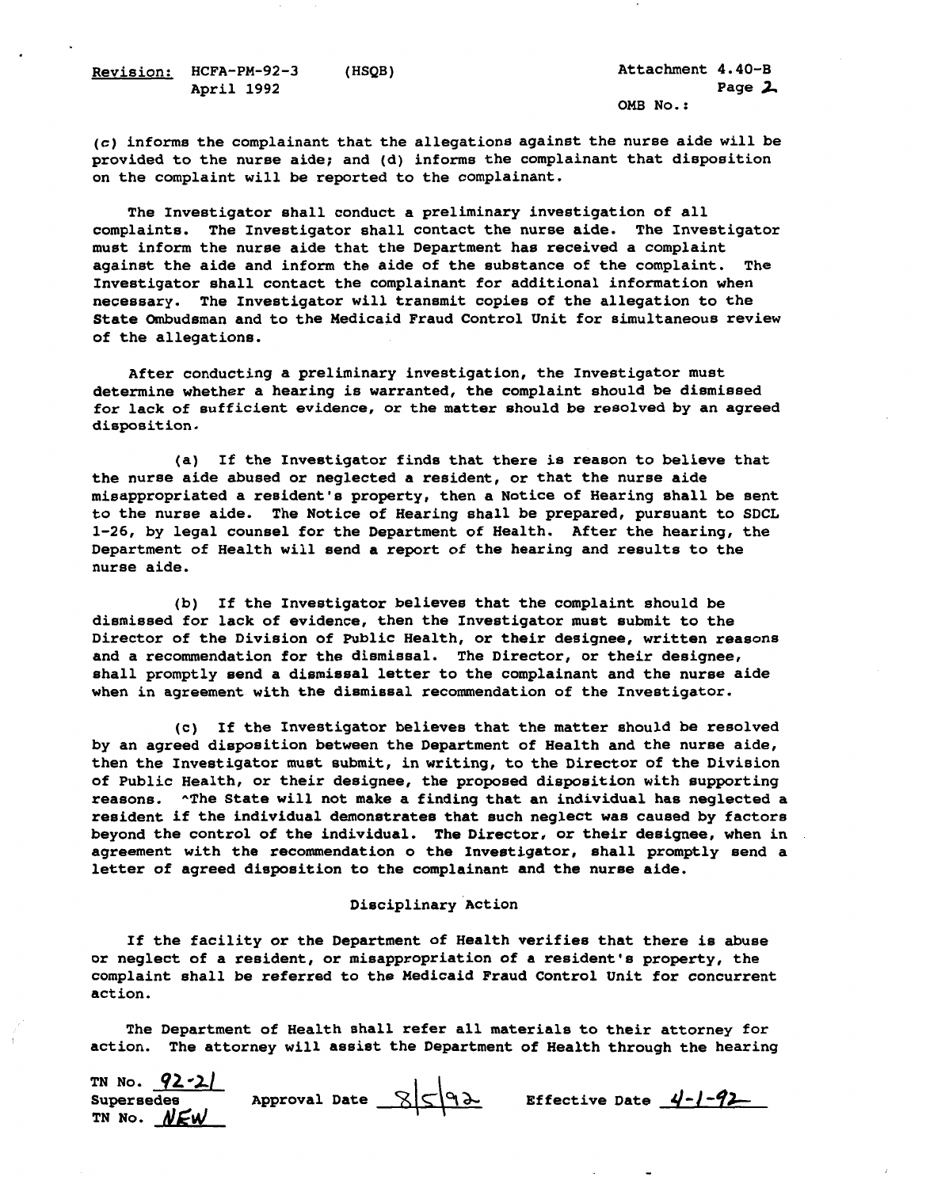(c) informs the complainant that the allegations against the nurse aide will be provided to the nurse aide; and (d) informs the complainant that disposition on the complaint will be reported to the complainant.

The Investigator shall conduct a preliminary investigation of all complaints. The Investigator shall contact the nurse aide. The Investigator must inform the nurse aide that the Department has received a complaint against the aide and inform the aide of the substance of the complaint. The Investigator shall contact the complainant for additional information when necessary. The Investigator will transmit copies of the allegation to the State Ombudsman and to the Medicaid Fraud Control Unit for simultaneous review of the allegations.

After conducting a preliminary investigation, the Investigator must determine whether a hearing is warranted, the complaint should be dismissed for lack of sufficient evidence, or the matter should be resolved by an agreed disposition.

(a) If the Investigator finds that there is reason to believe that the nurse aide abused or neglected a resident, or that the nurse aide misappropriated a resident's property, then a Notice of Hearing shall be sent to the nurse aide. The Notice of Hearing shall be prepared, pursuant to SDCL 1-26, by legal counsel for the Department of Health. After the hearing, the Department of Health will send a report of the hearing and results to the nurse aide.

(b) If the Investigator believes that the complaint should be dismissed for lack of evidence, then the Investigator must submit to the Director of the Division of Public Health, or their designee, written reasons and a recommendation for the dismissal. The Director, or their designee, shall promptly send a dismissal letter to the complainant and the nurse aide when in agreement with the dismissal recommendation of the Investigator.

(c) If the Investigator believes that the matter should be resolved by an agreed disposition between the Department of Health and the nurse aide, then the Investigator must submit, in writing, to the Director of the Division of Public Health, or their designee, the proposed disposition with supporting reasons. ^The State will not make a finding that an individual has neglected a resident if the individual demonstrates that such neglect was caused by factors beyond the control of the individual. The Director, or their designee, when in agreement with the recommendation o the Investigator, shall promptly send a letter of agreed disposition to the complainant and the nurse aide.

## Disciplinary Action

If the facility or the Department of Health verifies that there is abuse or neglect of a resident, or misappropriation of a resident's property, the complaint shall be referred to the Medicaid Fraud Control Unit for concurrent action.

The Department of Health shall refer all materials to their attorney for action. The attorney will assist the Department of Health through the hearing

TN No. 92-21
Supersedes TN No. NEW
Approval Date 8/5/92
Effective Date 4-1-92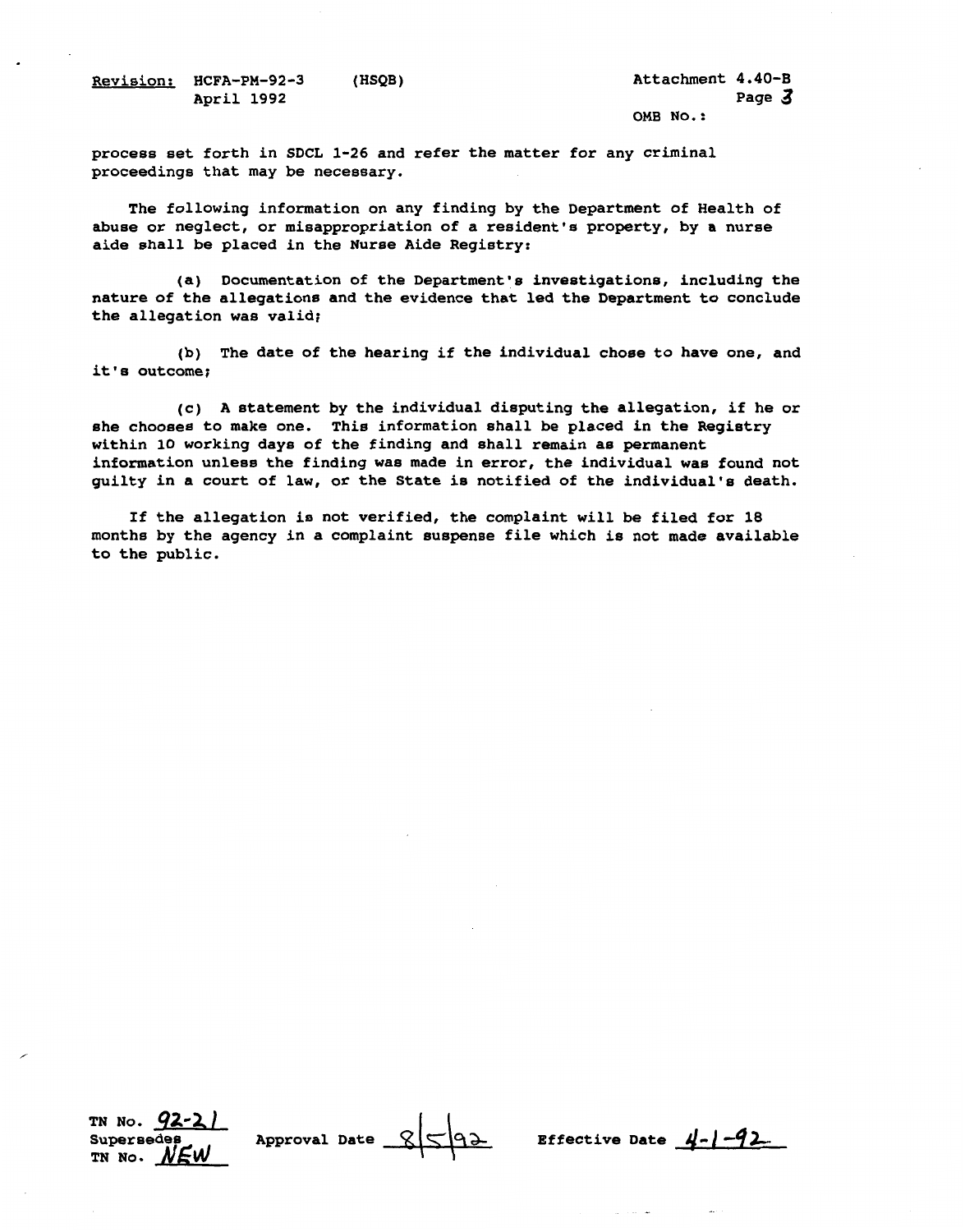process set forth in SDCL 1-26 and refer the matter for any criminal proceedings that may be necessary.

The following information on any finding by the Department of Health of abuse or neglect, or misappropriation of a resident's property, by a nurse aide shall be placed in the Nurse Aide Registry:

(a) Documentation of the Department's investigations, including the nature of the allegations and the evidence that led the Department to conclude the allegation was valid;

(b) The date of the hearing if the individual chose to have one, and it's outcome;

(c) A statement by the individual disputing the allegation, if he or she chooses to make one. This information shall be placed in the Registry within 10 working days of the finding and shall remain as permanent information unless the finding was made in error, the individual was found not guilty in a court of law, or the State is notified of the individual's death.

If the allegation is not verified, the complaint will be filed for 18 months by the agency in a complaint suspense file which is not made available to the public.

TN No. 92-21
Supersedes
TN No. NEW

Approval Date 8/5/92

Effective Date 4-1-92